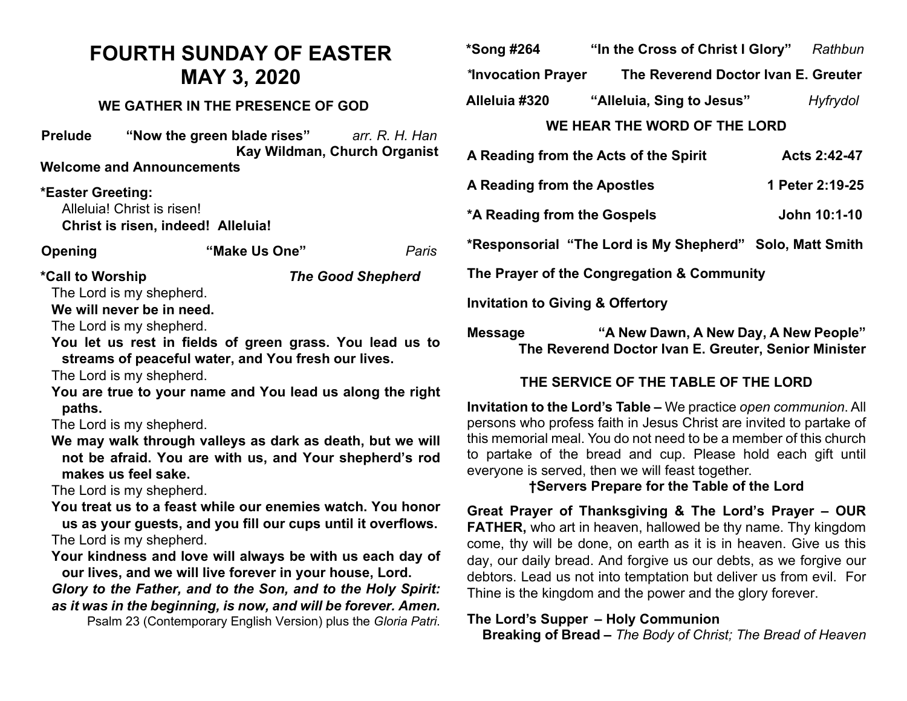# FOURTH SUNDAY OF EASTER
# MAY 3, 2020

### WE GATHER IN THE PRESENCE OF GOD

**Prelude** **"Now the green blade rises"** *arr. R. H. Han*
**Kay Wildman, Church Organist**

**Welcome and Announcements**

**\*Easter Greeting:**
Alleluia! Christ is risen!
**Christ is risen, indeed! Alleluia!**

**Opening** **"Make Us One"** *Paris*

**\*Call to Worship** ***The Good Shepherd***

The Lord is my shepherd.
**We will never be in need.**
The Lord is my shepherd.
**You let us rest in fields of green grass. You lead us to streams of peaceful water, and You fresh our lives.**
The Lord is my shepherd.
**You are true to your name and You lead us along the right paths.**
The Lord is my shepherd.
**We may walk through valleys as dark as death, but we will not be afraid. You are with us, and Your shepherd's rod makes us feel sake.**
The Lord is my shepherd.
**You treat us to a feast while our enemies watch. You honor us as your guests, and you fill our cups until it overflows.**
The Lord is my shepherd.
**Your kindness and love will always be with us each day of our lives, and we will live forever in your house, Lord.**
***Glory to the Father, and to the Son, and to the Holy Spirit: as it was in the beginning, is now, and will be forever. Amen.***
Psalm 23 (Contemporary English Version) plus the *Gloria Patri*.

**\*Song #264** **"In the Cross of Christ I Glory"** *Rathbun*

***\*Invocation Prayer*** **The Reverend Doctor Ivan E. Greuter**

**Alleluia #320** **"Alleluia, Sing to Jesus"** *Hyfrydol*

### WE HEAR THE WORD OF THE LORD

**A Reading from the Acts of the Spirit** **Acts 2:42-47**

**A Reading from the Apostles** **1 Peter 2:19-25**

**\*A Reading from the Gospels** **John 10:1-10**

**\*Responsorial "The Lord is My Shepherd" Solo, Matt Smith**

**The Prayer of the Congregation & Community**

**Invitation to Giving & Offertory**

**Message** **"A New Dawn, A New Day, A New People"**
**The Reverend Doctor Ivan E. Greuter, Senior Minister**

### THE SERVICE OF THE TABLE OF THE LORD

**Invitation to the Lord's Table –** We practice *open communion*. All persons who profess faith in Jesus Christ are invited to partake of this memorial meal. You do not need to be a member of this church to partake of the bread and cup. Please hold each gift until everyone is served, then we will feast together.

**†Servers Prepare for the Table of the Lord**

**Great Prayer of Thanksgiving & The Lord's Prayer – OUR FATHER,** who art in heaven, hallowed be thy name. Thy kingdom come, thy will be done, on earth as it is in heaven. Give us this day, our daily bread. And forgive us our debts, as we forgive our debtors. Lead us not into temptation but deliver us from evil. For Thine is the kingdom and the power and the glory forever.

**The Lord's Supper – Holy Communion**
**Breaking of Bread –** *The Body of Christ; The Bread of Heaven*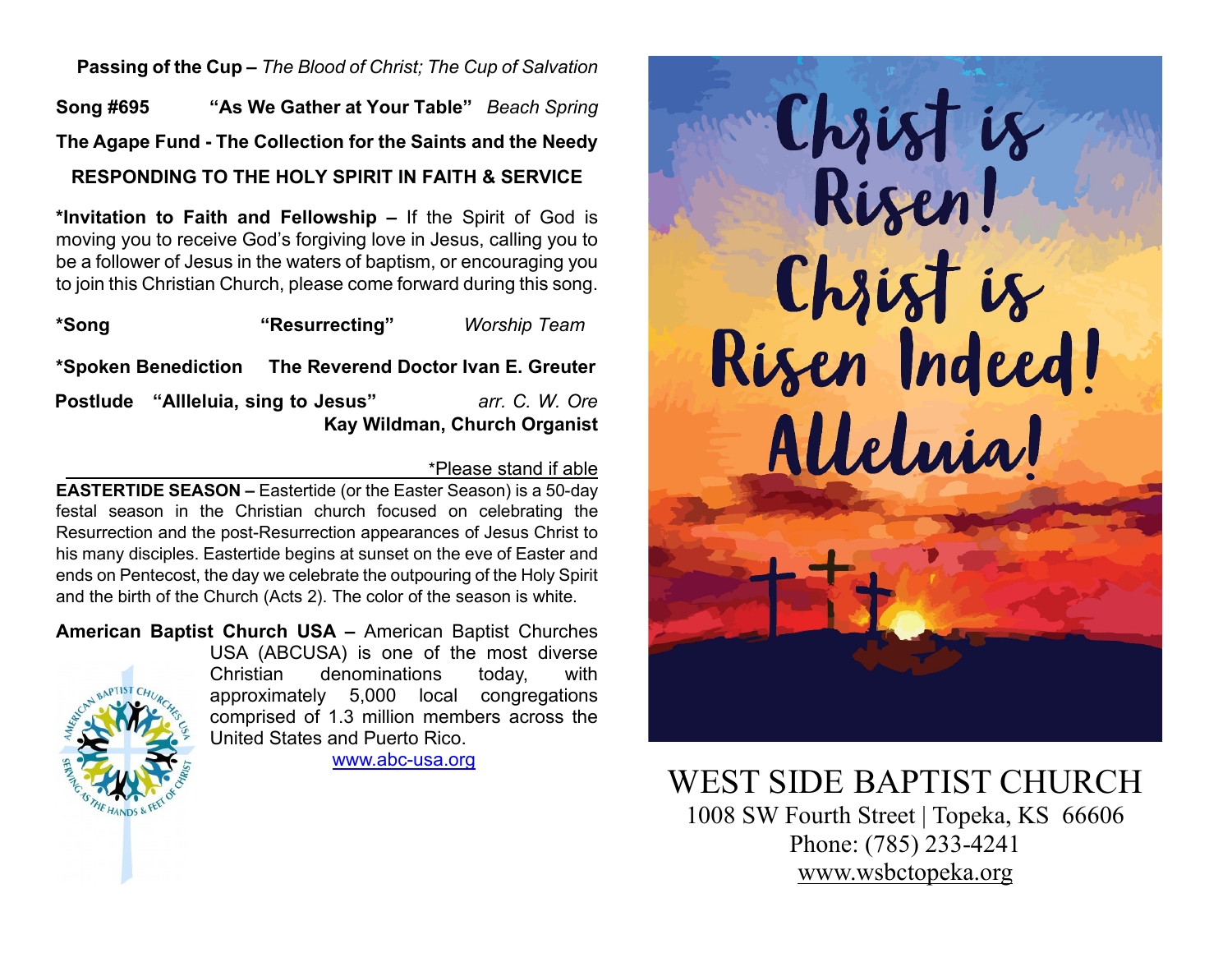**Passing of the Cup –** *The Blood of Christ; The Cup of Salvation*

**Song #695** **"As We Gather at Your Table"** *Beach Spring*

**The Agape Fund - The Collection for the Saints and the Needy**

**RESPONDING TO THE HOLY SPIRIT IN FAITH & SERVICE**

**\*Invitation to Faith and Fellowship –** If the Spirit of God is moving you to receive God's forgiving love in Jesus, calling you to be a follower of Jesus in the waters of baptism, or encouraging you to join this Christian Church, please come forward during this song.

**\*Song** **"Resurrecting"** *Worship Team*

**\*Spoken Benediction** **The Reverend Doctor Ivan E. Greuter**

**Postlude** **"Allleluia, sing to Jesus"** *arr. C. W. Ore*
**Kay Wildman, Church Organist**

\*Please stand if able

**EASTERTIDE SEASON –** Eastertide (or the Easter Season) is a 50-day festal season in the Christian church focused on celebrating the Resurrection and the post-Resurrection appearances of Jesus Christ to his many disciples. Eastertide begins at sunset on the eve of Easter and ends on Pentecost, the day we celebrate the outpouring of the Holy Spirit and the birth of the Church (Acts 2). The color of the season is white.

**American Baptist Church USA –** American Baptist Churches USA (ABCUSA) is one of the most diverse Christian denominations today, with approximately 5,000 local congregations comprised of 1.3 million members across the United States and Puerto Rico.
www.abc-usa.org

Christ is Risen! Christ is Risen Indeed! Alleluia!

WEST SIDE BAPTIST CHURCH
1008 SW Fourth Street | Topeka, KS 66606
Phone: (785) 233-4241
www.wsbctopeka.org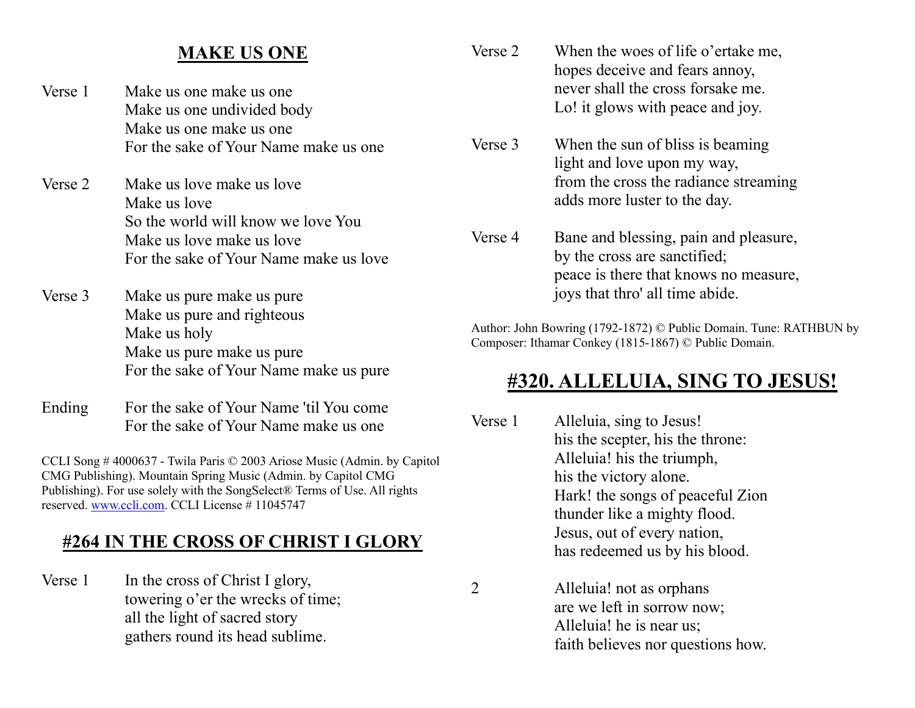## MAKE US ONE

Verse 1
Make us one make us one
Make us one undivided body
Make us one make us one
For the sake of Your Name make us one

Verse 2
Make us love make us love
Make us love
So the world will know we love You
Make us love make us love
For the sake of Your Name make us love

Verse 3
Make us pure make us pure
Make us pure and righteous
Make us holy
Make us pure make us pure
For the sake of Your Name make us pure

Ending
For the sake of Your Name 'til You come
For the sake of Your Name make us one

CCLI Song # 4000637 - Twila Paris © 2003 Ariose Music (Admin. by Capitol CMG Publishing). Mountain Spring Music (Admin. by Capitol CMG Publishing). For use solely with the SongSelect® Terms of Use. All rights reserved. www.ccli.com. CCLI License # 11045747

## #264 IN THE CROSS OF CHRIST I GLORY

Verse 1
In the cross of Christ I glory,
towering o'er the wrecks of time;
all the light of sacred story
gathers round its head sublime.

Verse 2
When the woes of life o'ertake me,
hopes deceive and fears annoy,
never shall the cross forsake me.
Lo! it glows with peace and joy.

Verse 3
When the sun of bliss is beaming
light and love upon my way,
from the cross the radiance streaming
adds more luster to the day.

Verse 4
Bane and blessing, pain and pleasure,
by the cross are sanctified;
peace is there that knows no measure,
joys that thro' all time abide.

Author: John Bowring (1792-1872) © Public Domain. Tune: RATHBUN by Composer: Ithamar Conkey (1815-1867) © Public Domain.

## #320. ALLELUIA, SING TO JESUS!

Verse 1
Alleluia, sing to Jesus!
his the scepter, his the throne:
Alleluia! his the triumph,
his the victory alone.
Hark! the songs of peaceful Zion
thunder like a mighty flood.
Jesus, out of every nation,
has redeemed us by his blood.

2
Alleluia! not as orphans
are we left in sorrow now;
Alleluia! he is near us;
faith believes nor questions how.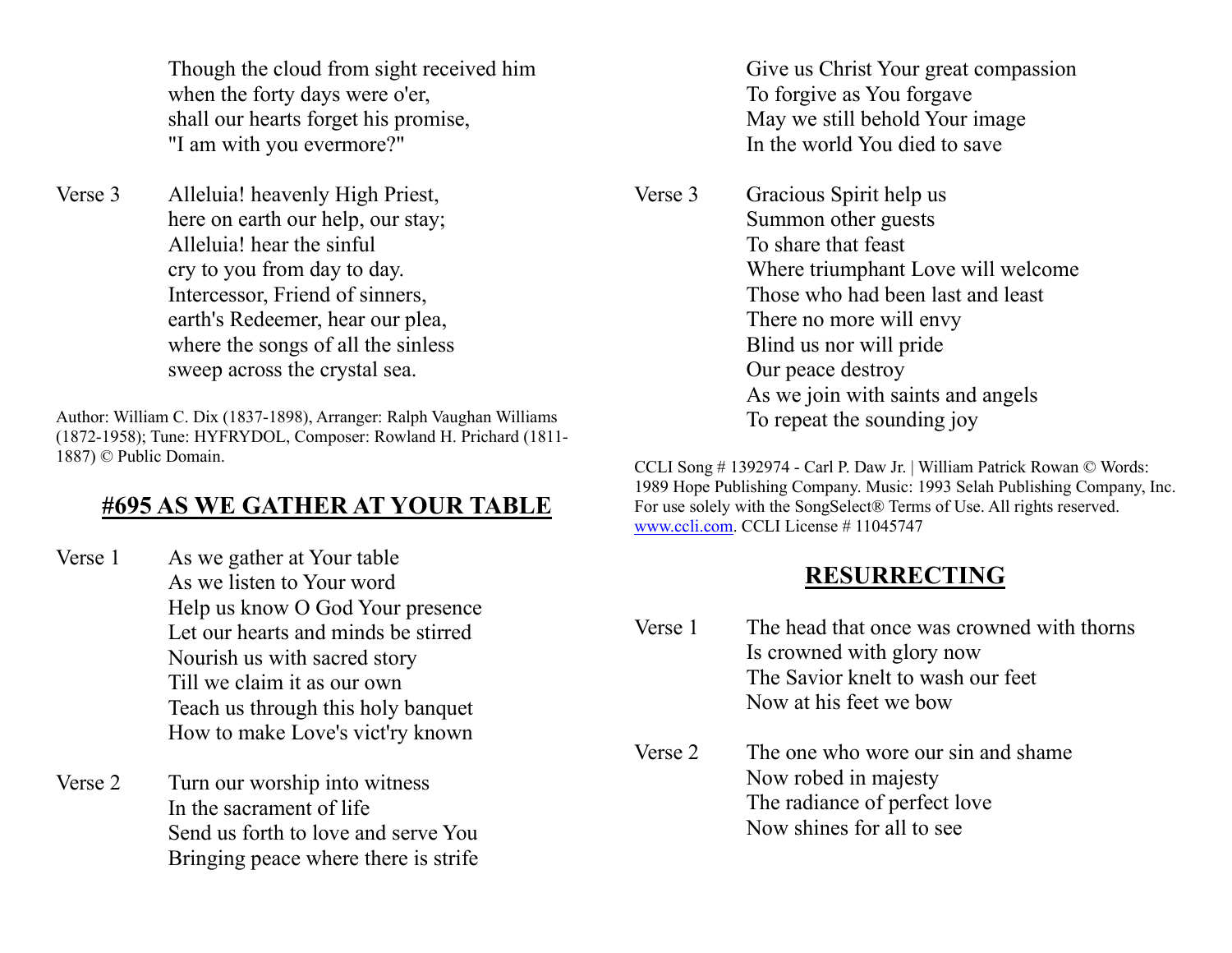Though the cloud from sight received him
when the forty days were o'er,
shall our hearts forget his promise,
"I am with you evermore?"

Verse 3 Alleluia! heavenly High Priest,
here on earth our help, our stay;
Alleluia! hear the sinful
cry to you from day to day.
Intercessor, Friend of sinners,
earth's Redeemer, hear our plea,
where the songs of all the sinless
sweep across the crystal sea.

Author: William C. Dix (1837-1898), Arranger: Ralph Vaughan Williams (1872-1958); Tune: HYFRYDOL, Composer: Rowland H. Prichard (1811-1887) © Public Domain.

## #695 AS WE GATHER AT YOUR TABLE

Verse 1 As we gather at Your table
As we listen to Your word
Help us know O God Your presence
Let our hearts and minds be stirred
Nourish us with sacred story
Till we claim it as our own
Teach us through this holy banquet
How to make Love's vict'ry known

Verse 2 Turn our worship into witness
In the sacrament of life
Send us forth to love and serve You
Bringing peace where there is strife
Give us Christ Your great compassion
To forgive as You forgave
May we still behold Your image
In the world You died to save

Verse 3 Gracious Spirit help us
Summon other guests
To share that feast
Where triumphant Love will welcome
Those who had been last and least
There no more will envy
Blind us nor will pride
Our peace destroy
As we join with saints and angels
To repeat the sounding joy

CCLI Song # 1392974 - Carl P. Daw Jr. | William Patrick Rowan © Words: 1989 Hope Publishing Company. Music: 1993 Selah Publishing Company, Inc. For use solely with the SongSelect® Terms of Use. All rights reserved. www.ccli.com. CCLI License # 11045747

## RESURRECTING

Verse 1 The head that once was crowned with thorns
Is crowned with glory now
The Savior knelt to wash our feet
Now at his feet we bow

Verse 2 The one who wore our sin and shame
Now robed in majesty
The radiance of perfect love
Now shines for all to see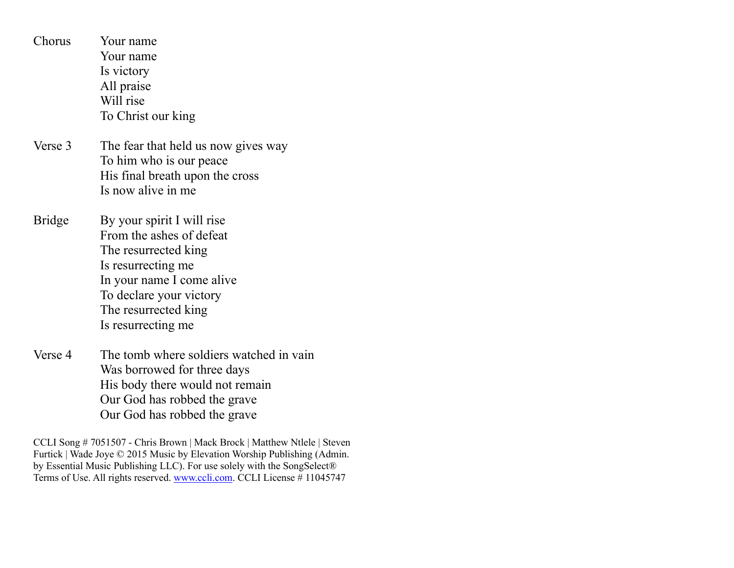Chorus

Your name
Your name
Is victory
All praise
Will rise
To Christ our king

Verse 3

The fear that held us now gives way
To him who is our peace
His final breath upon the cross
Is now alive in me

Bridge

By your spirit I will rise
From the ashes of defeat
The resurrected king
Is resurrecting me
In your name I come alive
To declare your victory
The resurrected king
Is resurrecting me

Verse 4

The tomb where soldiers watched in vain
Was borrowed for three days
His body there would not remain
Our God has robbed the grave
Our God has robbed the grave

CCLI Song # 7051507 - Chris Brown | Mack Brock | Matthew Ntlele | Steven Furtick | Wade Joye © 2015 Music by Elevation Worship Publishing (Admin. by Essential Music Publishing LLC). For use solely with the SongSelect® Terms of Use. All rights reserved. [www.ccli.com](http://www.ccli.com). CCLI License # 11045747